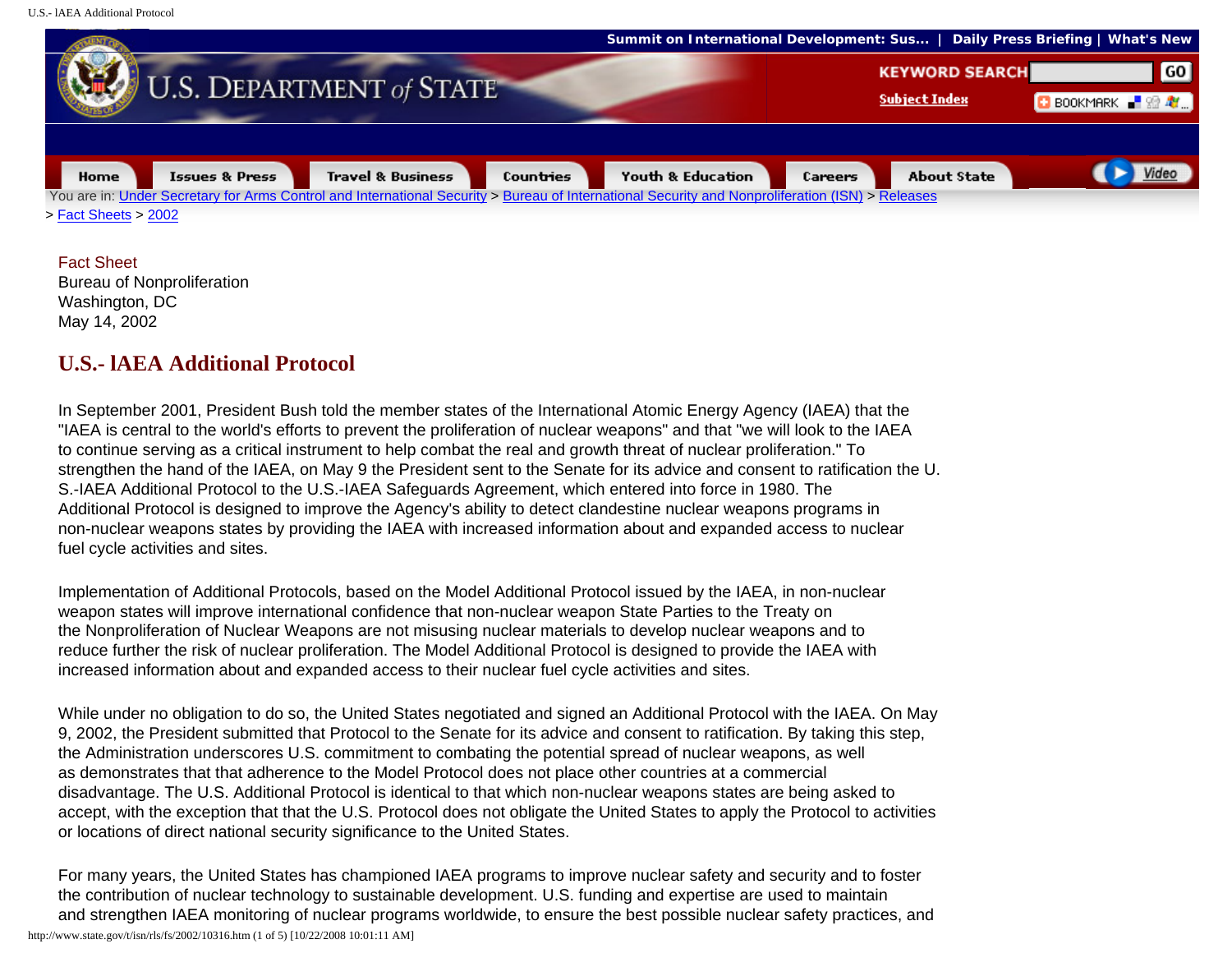U.S. DEPARTMENT of STATE

Summit on International Development: Sus... | Daily Press Briefing | What's New

KEYWORD SEARCH GO

Subject Index

Home | Issues & Press | Travel & Business | Countries | Youth & Education | Careers | About State | Video

You are in: Under Secretary for Arms Control and International Security > Bureau of International Security and Nonproliferation (ISN) > Releases > Fact Sheets > 2002

Fact Sheet
Bureau of Nonproliferation
Washington, DC
May 14, 2002

# U.S.- IAEA Additional Protocol

In September 2001, President Bush told the member states of the International Atomic Energy Agency (IAEA) that the "IAEA is central to the world's efforts to prevent the proliferation of nuclear weapons" and that "we will look to the IAEA to continue serving as a critical instrument to help combat the real and growth threat of nuclear proliferation." To strengthen the hand of the IAEA, on May 9 the President sent to the Senate for its advice and consent to ratification the U.S.-IAEA Additional Protocol to the U.S.-IAEA Safeguards Agreement, which entered into force in 1980. The Additional Protocol is designed to improve the Agency's ability to detect clandestine nuclear weapons programs in non-nuclear weapons states by providing the IAEA with increased information about and expanded access to nuclear fuel cycle activities and sites.

Implementation of Additional Protocols, based on the Model Additional Protocol issued by the IAEA, in non-nuclear weapon states will improve international confidence that non-nuclear weapon State Parties to the Treaty on the Nonproliferation of Nuclear Weapons are not misusing nuclear materials to develop nuclear weapons and to reduce further the risk of nuclear proliferation. The Model Additional Protocol is designed to provide the IAEA with increased information about and expanded access to their nuclear fuel cycle activities and sites.

While under no obligation to do so, the United States negotiated and signed an Additional Protocol with the IAEA. On May 9, 2002, the President submitted that Protocol to the Senate for its advice and consent to ratification. By taking this step, the Administration underscores U.S. commitment to combating the potential spread of nuclear weapons, as well as demonstrates that that adherence to the Model Protocol does not place other countries at a commercial disadvantage. The U.S. Additional Protocol is identical to that which non-nuclear weapons states are being asked to accept, with the exception that that the U.S. Protocol does not obligate the United States to apply the Protocol to activities or locations of direct national security significance to the United States.

For many years, the United States has championed IAEA programs to improve nuclear safety and security and to foster the contribution of nuclear technology to sustainable development. U.S. funding and expertise are used to maintain and strengthen IAEA monitoring of nuclear programs worldwide, to ensure the best possible nuclear safety practices, and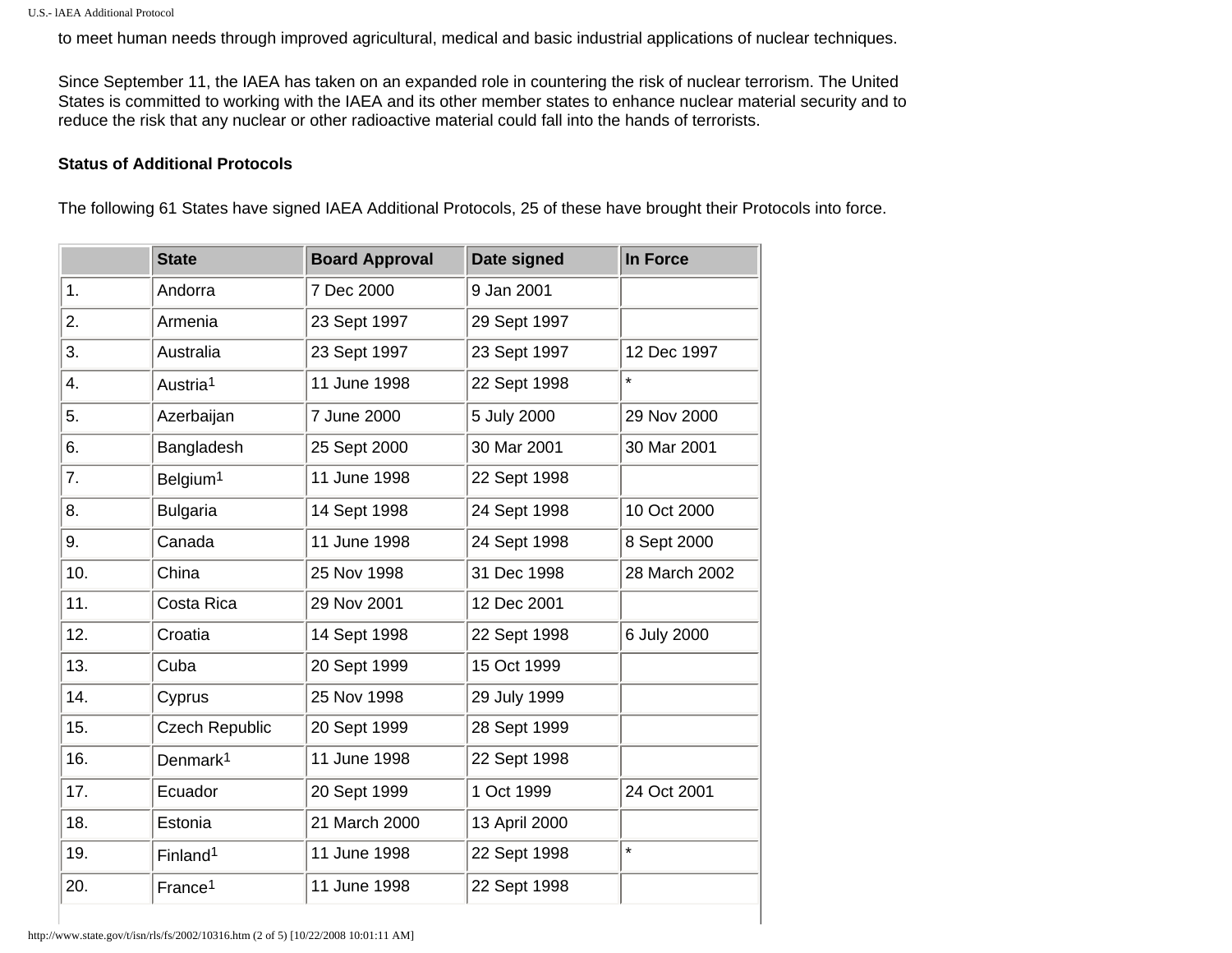to meet human needs through improved agricultural, medical and basic industrial applications of nuclear techniques.

Since September 11, the IAEA has taken on an expanded role in countering the risk of nuclear terrorism. The United States is committed to working with the IAEA and its other member states to enhance nuclear material security and to reduce the risk that any nuclear or other radioactive material could fall into the hands of terrorists.

**Status of Additional Protocols**

The following 61 States have signed IAEA Additional Protocols, 25 of these have brought their Protocols into force.

| | State | Board Approval | Date signed | In Force |
|---|---|---|---|---|
| 1. | Andorra | 7 Dec 2000 | 9 Jan 2001 | |
| 2. | Armenia | 23 Sept 1997 | 29 Sept 1997 | |
| 3. | Australia | 23 Sept 1997 | 23 Sept 1997 | 12 Dec 1997 |
| 4. | Austria[1] | 11 June 1998 | 22 Sept 1998 | * |
| 5. | Azerbaijan | 7 June 2000 | 5 July 2000 | 29 Nov 2000 |
| 6. | Bangladesh | 25 Sept 2000 | 30 Mar 2001 | 30 Mar 2001 |
| 7. | Belgium[1] | 11 June 1998 | 22 Sept 1998 | |
| 8. | Bulgaria | 14 Sept 1998 | 24 Sept 1998 | 10 Oct 2000 |
| 9. | Canada | 11 June 1998 | 24 Sept 1998 | 8 Sept 2000 |
| 10. | China | 25 Nov 1998 | 31 Dec 1998 | 28 March 2002 |
| 11. | Costa Rica | 29 Nov 2001 | 12 Dec 2001 | |
| 12. | Croatia | 14 Sept 1998 | 22 Sept 1998 | 6 July 2000 |
| 13. | Cuba | 20 Sept 1999 | 15 Oct 1999 | |
| 14. | Cyprus | 25 Nov 1998 | 29 July 1999 | |
| 15. | Czech Republic | 20 Sept 1999 | 28 Sept 1999 | |
| 16. | Denmark[1] | 11 June 1998 | 22 Sept 1998 | |
| 17. | Ecuador | 20 Sept 1999 | 1 Oct 1999 | 24 Oct 2001 |
| 18. | Estonia | 21 March 2000 | 13 April 2000 | |
| 19. | Finland[1] | 11 June 1998 | 22 Sept 1998 | * |
| 20. | France[1] | 11 June 1998 | 22 Sept 1998 | |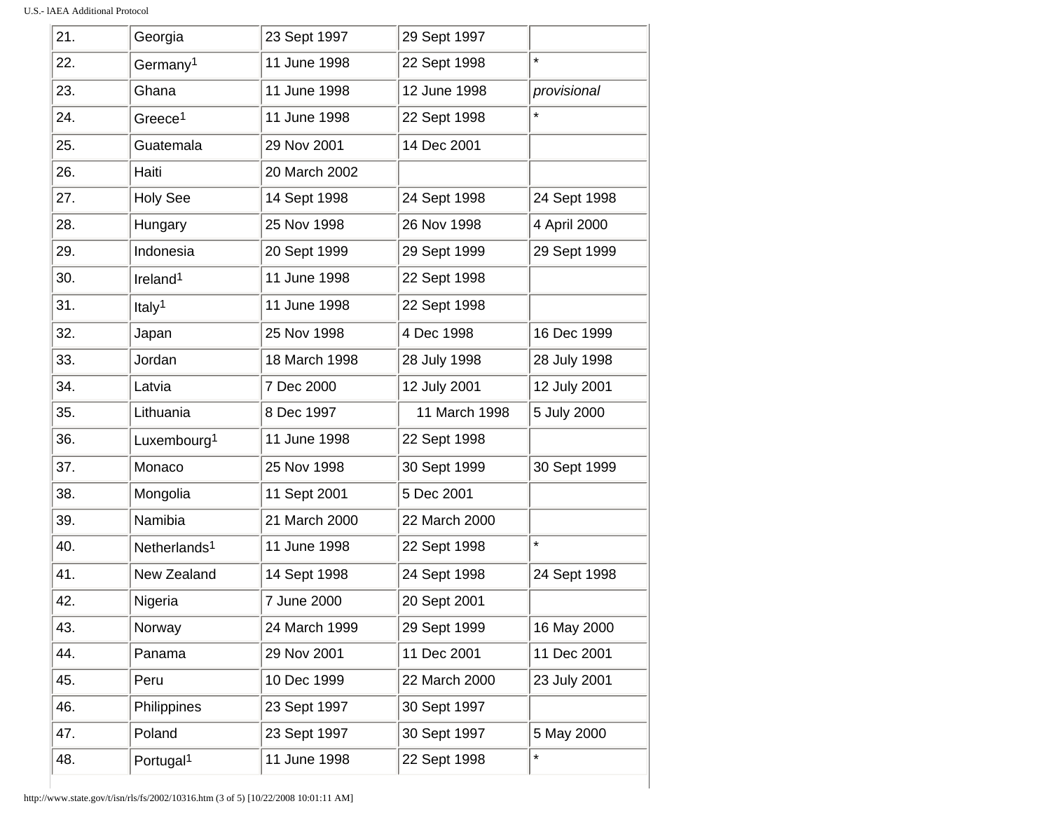| | | | | |
|---|---|---|---|---|
| 21. | Georgia | 23 Sept 1997 | 29 Sept 1997 | |
| 22. | Germany[1] | 11 June 1998 | 22 Sept 1998 | * |
| 23. | Ghana | 11 June 1998 | 12 June 1998 | *provisional* |
| 24. | Greece[1] | 11 June 1998 | 22 Sept 1998 | * |
| 25. | Guatemala | 29 Nov 2001 | 14 Dec 2001 | |
| 26. | Haiti | 20 March 2002 | | |
| 27. | Holy See | 14 Sept 1998 | 24 Sept 1998 | 24 Sept 1998 |
| 28. | Hungary | 25 Nov 1998 | 26 Nov 1998 | 4 April 2000 |
| 29. | Indonesia | 20 Sept 1999 | 29 Sept 1999 | 29 Sept 1999 |
| 30. | Ireland[1] | 11 June 1998 | 22 Sept 1998 | |
| 31. | Italy[1] | 11 June 1998 | 22 Sept 1998 | |
| 32. | Japan | 25 Nov 1998 | 4 Dec 1998 | 16 Dec 1999 |
| 33. | Jordan | 18 March 1998 | 28 July 1998 | 28 July 1998 |
| 34. | Latvia | 7 Dec 2000 | 12 July 2001 | 12 July 2001 |
| 35. | Lithuania | 8 Dec 1997 | 11 March 1998 | 5 July 2000 |
| 36. | Luxembourg[1] | 11 June 1998 | 22 Sept 1998 | |
| 37. | Monaco | 25 Nov 1998 | 30 Sept 1999 | 30 Sept 1999 |
| 38. | Mongolia | 11 Sept 2001 | 5 Dec 2001 | |
| 39. | Namibia | 21 March 2000 | 22 March 2000 | |
| 40. | Netherlands[1] | 11 June 1998 | 22 Sept 1998 | * |
| 41. | New Zealand | 14 Sept 1998 | 24 Sept 1998 | 24 Sept 1998 |
| 42. | Nigeria | 7 June 2000 | 20 Sept 2001 | |
| 43. | Norway | 24 March 1999 | 29 Sept 1999 | 16 May 2000 |
| 44. | Panama | 29 Nov 2001 | 11 Dec 2001 | 11 Dec 2001 |
| 45. | Peru | 10 Dec 1999 | 22 March 2000 | 23 July 2001 |
| 46. | Philippines | 23 Sept 1997 | 30 Sept 1997 | |
| 47. | Poland | 23 Sept 1997 | 30 Sept 1997 | 5 May 2000 |
| 48. | Portugal[1] | 11 June 1998 | 22 Sept 1998 | * |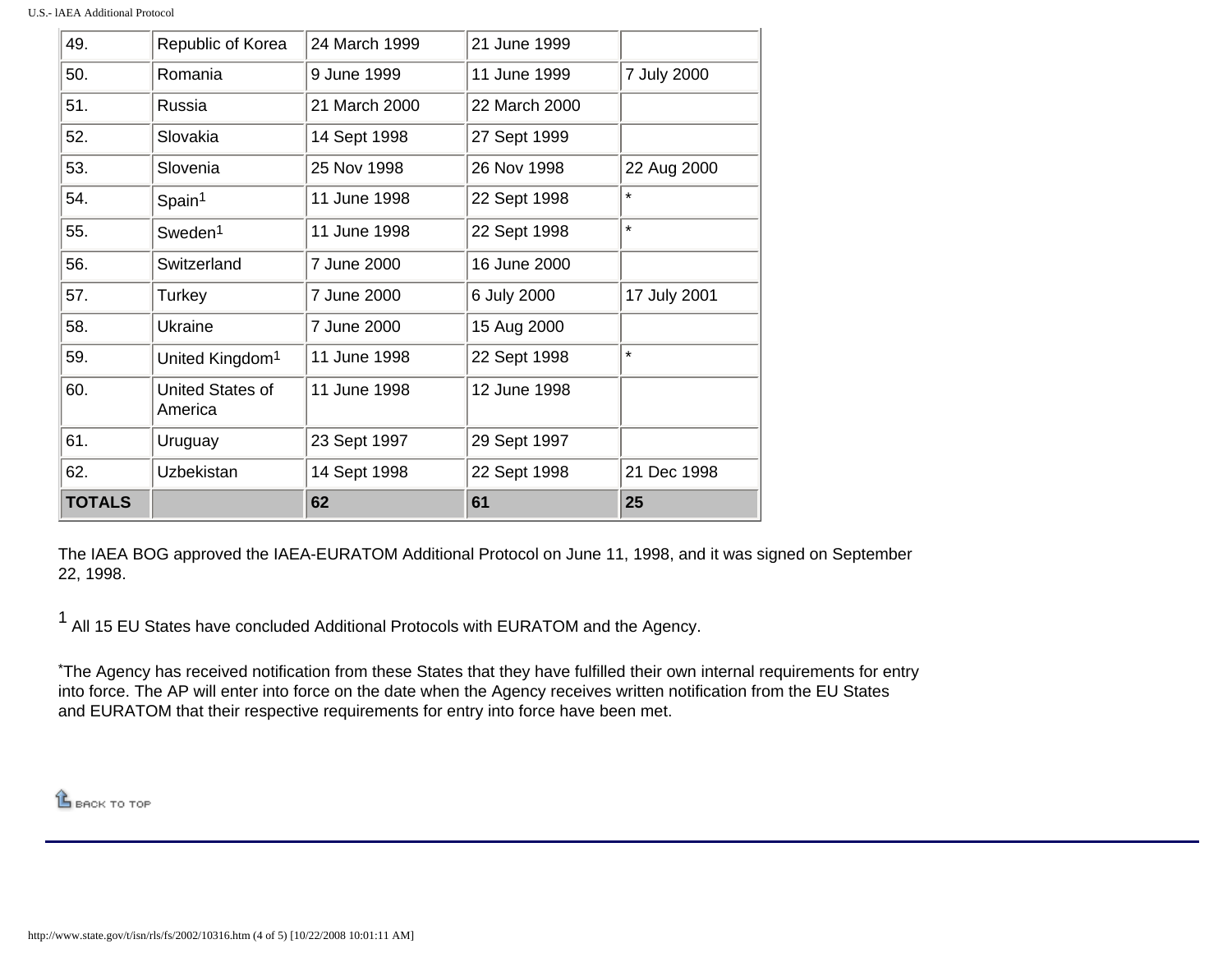| 49. | Republic of Korea | 24 March 1999 | 21 June 1999 | |
|---|---|---|---|---|
| 50. | Romania | 9 June 1999 | 11 June 1999 | 7 July 2000 |
| 51. | Russia | 21 March 2000 | 22 March 2000 | |
| 52. | Slovakia | 14 Sept 1998 | 27 Sept 1999 | |
| 53. | Slovenia | 25 Nov 1998 | 26 Nov 1998 | 22 Aug 2000 |
| 54. | Spain[1] | 11 June 1998 | 22 Sept 1998 | * |
| 55. | Sweden[1] | 11 June 1998 | 22 Sept 1998 | * |
| 56. | Switzerland | 7 June 2000 | 16 June 2000 | |
| 57. | Turkey | 7 June 2000 | 6 July 2000 | 17 July 2001 |
| 58. | Ukraine | 7 June 2000 | 15 Aug 2000 | |
| 59. | United Kingdom[1] | 11 June 1998 | 22 Sept 1998 | * |
| 60. | United States of America | 11 June 1998 | 12 June 1998 | |
| 61. | Uruguay | 23 Sept 1997 | 29 Sept 1997 | |
| 62. | Uzbekistan | 14 Sept 1998 | 22 Sept 1998 | 21 Dec 1998 |
| **TOTALS** | | **62** | **61** | **25** |

The IAEA BOG approved the IAEA-EURATOM Additional Protocol on June 11, 1998, and it was signed on September 22, 1998.

[1] All 15 EU States have concluded Additional Protocols with EURATOM and the Agency.

*The Agency has received notification from these States that they have fulfilled their own internal requirements for entry into force. The AP will enter into force on the date when the Agency receives written notification from the EU States and EURATOM that their respective requirements for entry into force have been met.

BACK TO TOP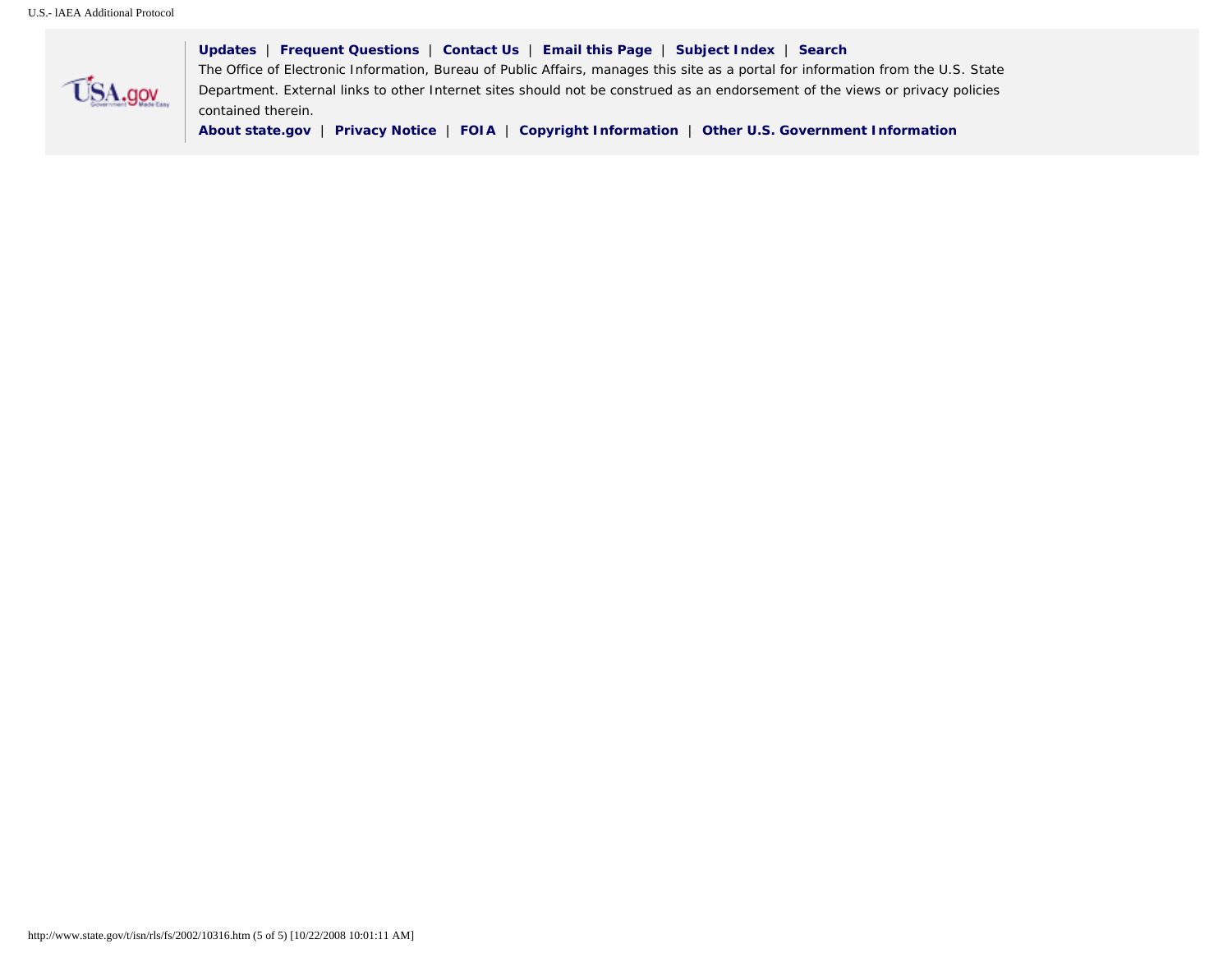**Updates** | **Frequent Questions** | **Contact Us** | **Email this Page** | **Subject Index** | **Search**

The Office of Electronic Information, Bureau of Public Affairs, manages this site as a portal for information from the U.S. State Department. External links to other Internet sites should not be construed as an endorsement of the views or privacy policies contained therein.

**About state.gov** | **Privacy Notice** | **FOIA** | **Copyright Information** | **Other U.S. Government Information**